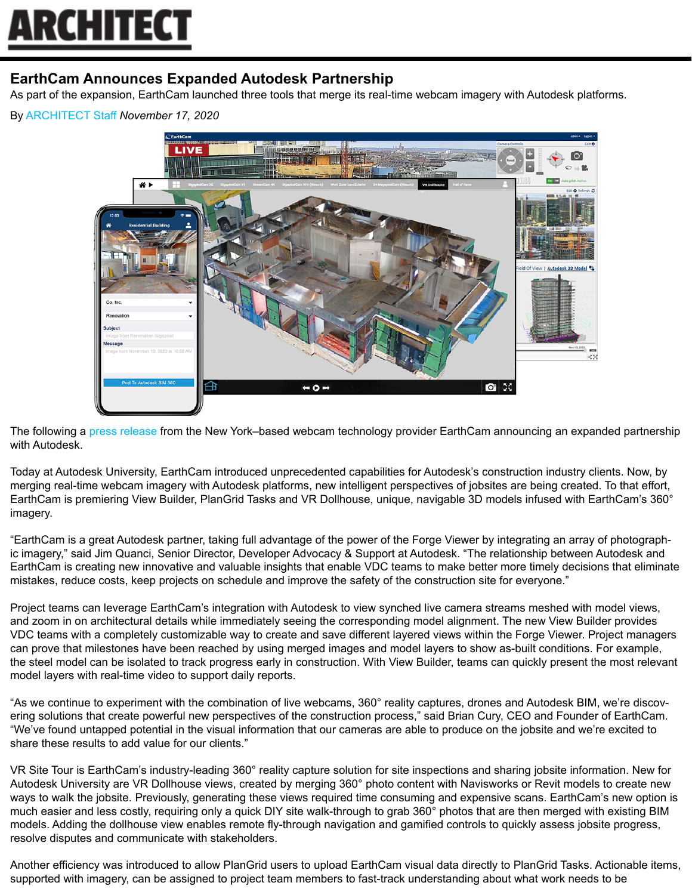# ARCHITECT

## EarthCam Announces Expanded Autodesk Partnership

As part of the expansion, EarthCam launched three tools that merge its real-time webcam imagery with Autodesk platforms.

By ARCHITECT Staff *November 17, 2020*

The following a press release from the New York–based webcam technology provider EarthCam announcing an expanded partnership with Autodesk.

Today at Autodesk University, EarthCam introduced unprecedented capabilities for Autodesk's construction industry clients. Now, by merging real-time webcam imagery with Autodesk platforms, new intelligent perspectives of jobsites are being created. To that effort, EarthCam is premiering View Builder, PlanGrid Tasks and VR Dollhouse, unique, navigable 3D models infused with EarthCam's 360° imagery.

"EarthCam is a great Autodesk partner, taking full advantage of the power of the Forge Viewer by integrating an array of photographic imagery," said Jim Quanci, Senior Director, Developer Advocacy & Support at Autodesk. "The relationship between Autodesk and EarthCam is creating new innovative and valuable insights that enable VDC teams to make better more timely decisions that eliminate mistakes, reduce costs, keep projects on schedule and improve the safety of the construction site for everyone."

Project teams can leverage EarthCam's integration with Autodesk to view synched live camera streams meshed with model views, and zoom in on architectural details while immediately seeing the corresponding model alignment. The new View Builder provides VDC teams with a completely customizable way to create and save different layered views within the Forge Viewer. Project managers can prove that milestones have been reached by using merged images and model layers to show as-built conditions. For example, the steel model can be isolated to track progress early in construction. With View Builder, teams can quickly present the most relevant model layers with real-time video to support daily reports.

"As we continue to experiment with the combination of live webcams, 360° reality captures, drones and Autodesk BIM, we're discovering solutions that create powerful new perspectives of the construction process," said Brian Cury, CEO and Founder of EarthCam. "We've found untapped potential in the visual information that our cameras are able to produce on the jobsite and we're excited to share these results to add value for our clients."

VR Site Tour is EarthCam's industry-leading 360° reality capture solution for site inspections and sharing jobsite information. New for Autodesk University are VR Dollhouse views, created by merging 360° photo content with Navisworks or Revit models to create new ways to walk the jobsite. Previously, generating these views required time consuming and expensive scans. EarthCam's new option is much easier and less costly, requiring only a quick DIY site walk-through to grab 360° photos that are then merged with existing BIM models. Adding the dollhouse view enables remote fly-through navigation and gamified controls to quickly assess jobsite progress, resolve disputes and communicate with stakeholders.

Another efficiency was introduced to allow PlanGrid users to upload EarthCam visual data directly to PlanGrid Tasks. Actionable items, supported with imagery, can be assigned to project team members to fast-track understanding about what work needs to be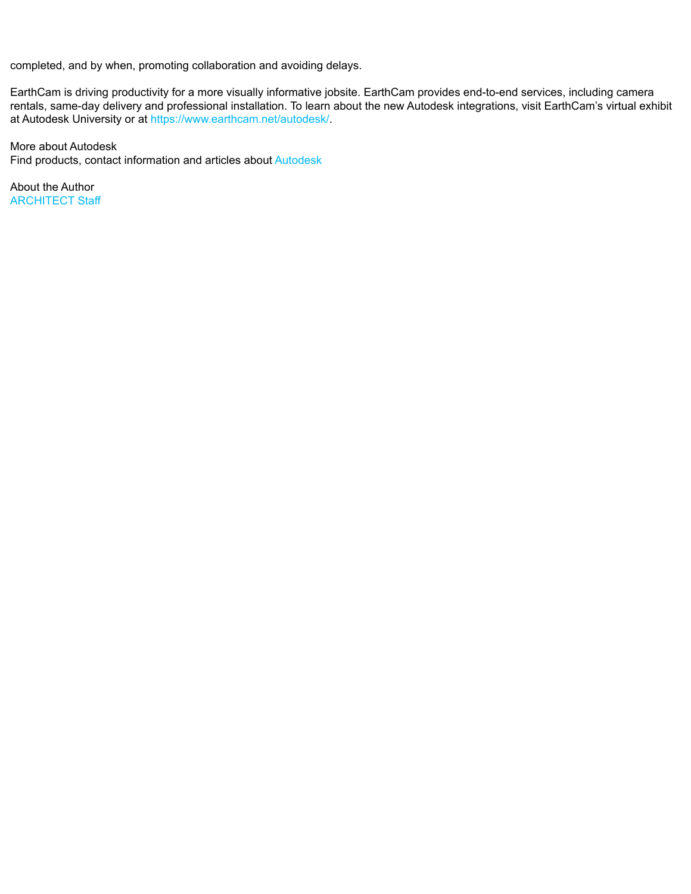completed, and by when, promoting collaboration and avoiding delays.

EarthCam is driving productivity for a more visually informative jobsite. EarthCam provides end-to-end services, including camera rentals, same-day delivery and professional installation. To learn about the new Autodesk integrations, visit EarthCam's virtual exhibit at Autodesk University or at https://www.earthcam.net/autodesk/.

More about Autodesk
Find products, contact information and articles about Autodesk

About the Author
ARCHITECT Staff